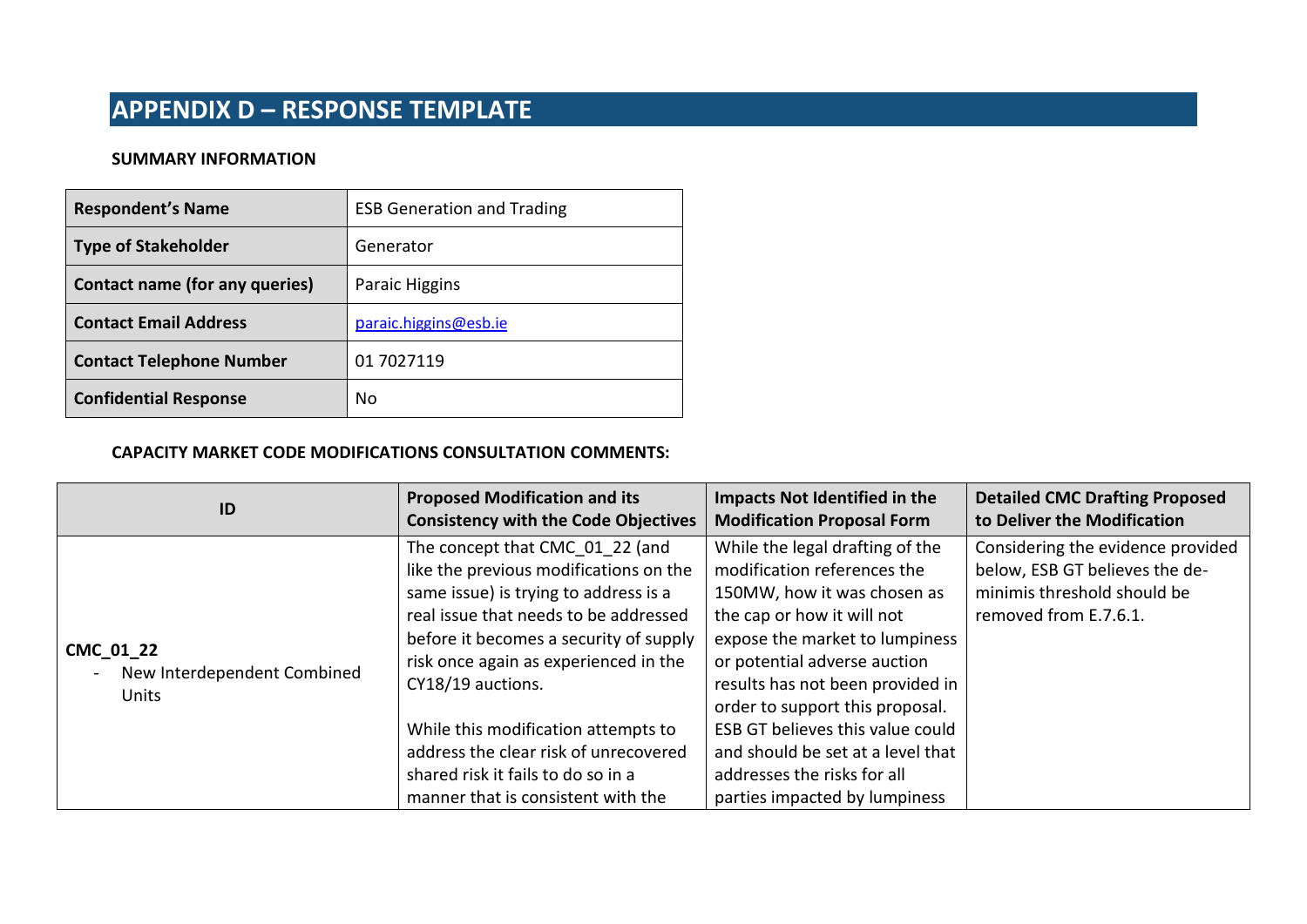## APPENDIX D – RESPONSE TEMPLATE

**SUMMARY INFORMATION**

| | |
|---|---|
| **Respondent's Name** | ESB Generation and Trading |
| **Type of Stakeholder** | Generator |
| **Contact name (for any queries)** | Paraic Higgins |
| **Contact Email Address** | paraic.higgins@esb.ie |
| **Contact Telephone Number** | 01 7027119 |
| **Confidential Response** | No |

**CAPACITY MARKET CODE MODIFICATIONS CONSULTATION COMMENTS:**

| ID | Proposed Modification and its Consistency with the Code Objectives | Impacts Not Identified in the Modification Proposal Form | Detailed CMC Drafting Proposed to Deliver the Modification |
|---|---|---|---|
| **CMC_01_22**<br>- New Interdependent Combined Units | The concept that CMC_01_22 (and like the previous modifications on the same issue) is trying to address is a real issue that needs to be addressed before it becomes a security of supply risk once again as experienced in the CY18/19 auctions.<br><br>While this modification attempts to address the clear risk of unrecovered shared risk it fails to do so in a manner that is consistent with the | While the legal drafting of the modification references the 150MW, how it was chosen as the cap or how it will not expose the market to lumpiness or potential adverse auction results has not been provided in order to support this proposal. ESB GT believes this value could and should be set at a level that addresses the risks for all parties impacted by lumpiness | Considering the evidence provided below, ESB GT believes the de-minimis threshold should be removed from E.7.6.1. |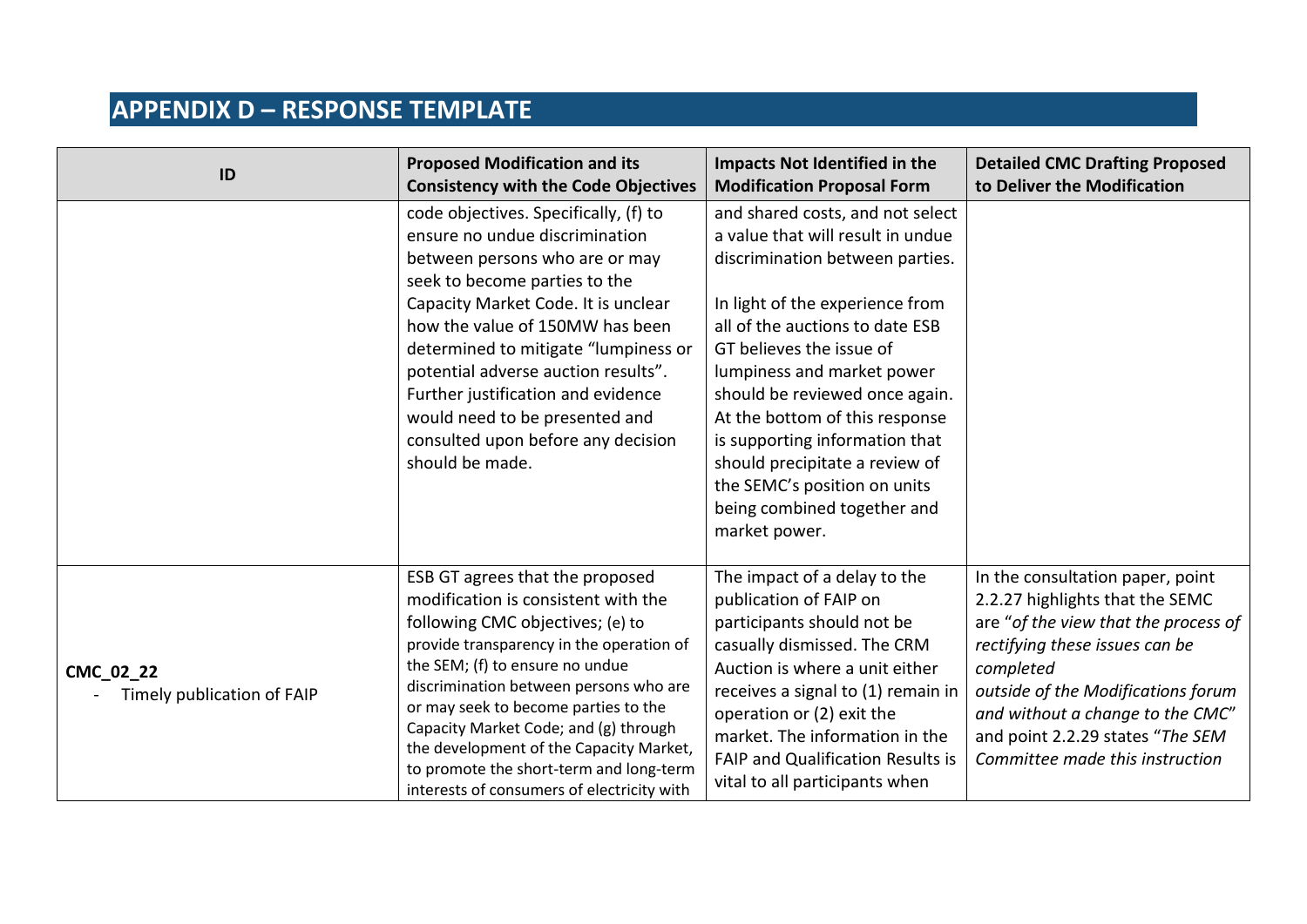## APPENDIX D – RESPONSE TEMPLATE

| ID | Proposed Modification and its Consistency with the Code Objectives | Impacts Not Identified in the Modification Proposal Form | Detailed CMC Drafting Proposed to Deliver the Modification |
|---|---|---|---|
| | code objectives. Specifically, (f) to ensure no undue discrimination between persons who are or may seek to become parties to the Capacity Market Code. It is unclear how the value of 150MW has been determined to mitigate "lumpiness or potential adverse auction results". Further justification and evidence would need to be presented and consulted upon before any decision should be made. | and shared costs, and not select a value that will result in undue discrimination between parties.<br><br>In light of the experience from all of the auctions to date ESB GT believes the issue of lumpiness and market power should be reviewed once again. At the bottom of this response is supporting information that should precipitate a review of the SEMC's position on units being combined together and market power. | |
| **CMC_02_22**<br>- Timely publication of FAIP | ESB GT agrees that the proposed modification is consistent with the following CMC objectives; (e) to provide transparency in the operation of the SEM; (f) to ensure no undue discrimination between persons who are or may seek to become parties to the Capacity Market Code; and (g) through the development of the Capacity Market, to promote the short-term and long-term interests of consumers of electricity with | The impact of a delay to the publication of FAIP on participants should not be casually dismissed. The CRM Auction is where a unit either receives a signal to (1) remain in operation or (2) exit the market. The information in the FAIP and Qualification Results is vital to all participants when | In the consultation paper, point 2.2.27 highlights that the SEMC are "*of the view that the process of rectifying these issues can be completed outside of the Modifications forum and without a change to the CMC*" and point 2.2.29 states "*The SEM Committee made this instruction* |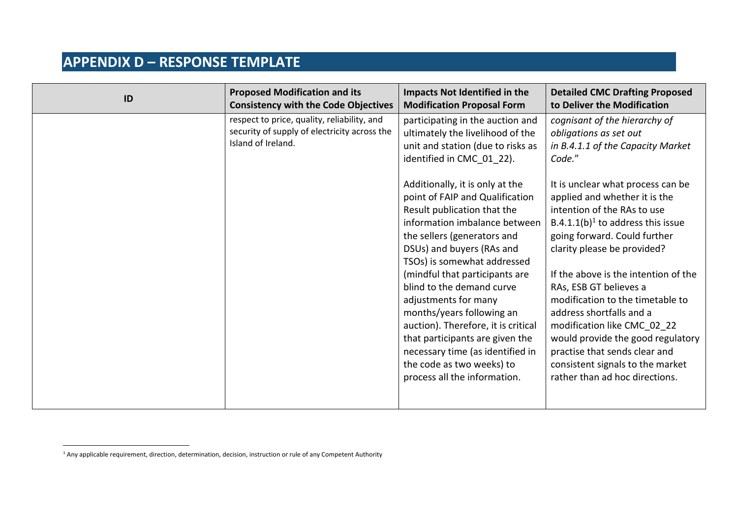# APPENDIX D – RESPONSE TEMPLATE

| ID | Proposed Modification and its Consistency with the Code Objectives | Impacts Not Identified in the Modification Proposal Form | Detailed CMC Drafting Proposed to Deliver the Modification |
|---|---|---|---|
| | respect to price, quality, reliability, and security of supply of electricity across the Island of Ireland. | participating in the auction and ultimately the livelihood of the unit and station (due to risks as identified in CMC_01_22).<br><br>Additionally, it is only at the point of FAIP and Qualification Result publication that the information imbalance between the sellers (generators and DSUs) and buyers (RAs and TSOs) is somewhat addressed (mindful that participants are blind to the demand curve adjustments for many months/years following an auction). Therefore, it is critical that participants are given the necessary time (as identified in the code as two weeks) to process all the information. | *cognisant of the hierarchy of obligations as set out in B.4.1.1 of the Capacity Market Code.*"<br><br>It is unclear what process can be applied and whether it is the intention of the RAs to use B.4.1.1(b)[1] to address this issue going forward. Could further clarity please be provided?<br><br>If the above is the intention of the RAs, ESB GT believes a modification to the timetable to address shortfalls and a modification like CMC_02_22 would provide the good regulatory practise that sends clear and consistent signals to the market rather than ad hoc directions. |

[1] Any applicable requirement, direction, determination, decision, instruction or rule of any Competent Authority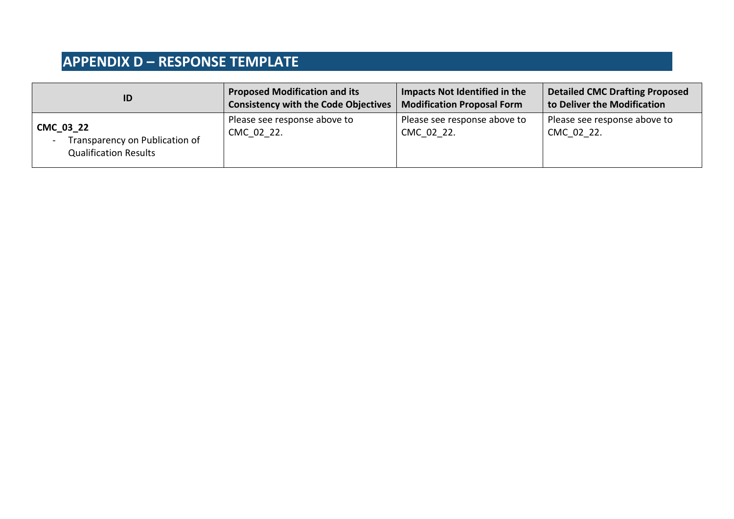## APPENDIX D – RESPONSE TEMPLATE

| ID | Proposed Modification and its Consistency with the Code Objectives | Impacts Not Identified in the Modification Proposal Form | Detailed CMC Drafting Proposed to Deliver the Modification |
|---|---|---|---|
| **CMC_03_22**<br>- Transparency on Publication of Qualification Results | Please see response above to CMC_02_22. | Please see response above to CMC_02_22. | Please see response above to CMC_02_22. |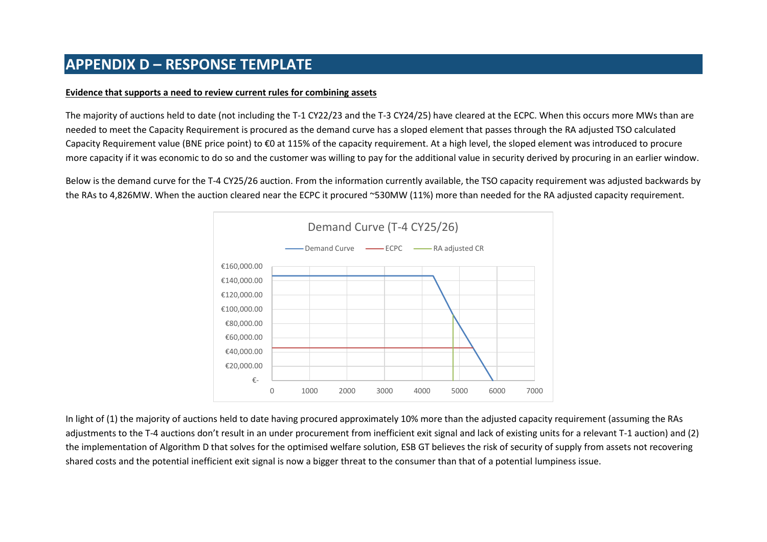# APPENDIX D – RESPONSE TEMPLATE

**Evidence that supports a need to review current rules for combining assets**

The majority of auctions held to date (not including the T-1 CY22/23 and the T-3 CY24/25) have cleared at the ECPC. When this occurs more MWs than are needed to meet the Capacity Requirement is procured as the demand curve has a sloped element that passes through the RA adjusted TSO calculated Capacity Requirement value (BNE price point) to €0 at 115% of the capacity requirement. At a high level, the sloped element was introduced to procure more capacity if it was economic to do so and the customer was willing to pay for the additional value in security derived by procuring in an earlier window.

Below is the demand curve for the T-4 CY25/26 auction. From the information currently available, the TSO capacity requirement was adjusted backwards by the RAs to 4,826MW. When the auction cleared near the ECPC it procured ~530MW (11%) more than needed for the RA adjusted capacity requirement.

In light of (1) the majority of auctions held to date having procured approximately 10% more than the adjusted capacity requirement (assuming the RAs adjustments to the T-4 auctions don't result in an under procurement from inefficient exit signal and lack of existing units for a relevant T-1 auction) and (2) the implementation of Algorithm D that solves for the optimised welfare solution, ESB GT believes the risk of security of supply from assets not recovering shared costs and the potential inefficient exit signal is now a bigger threat to the consumer than that of a potential lumpiness issue.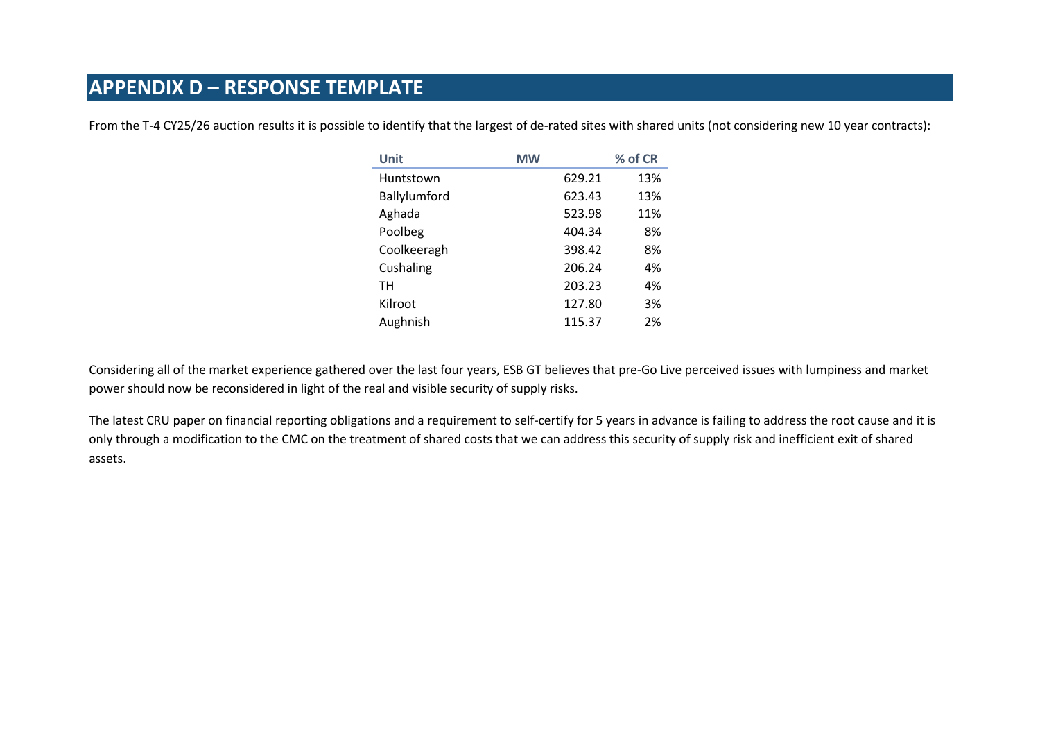# APPENDIX D – RESPONSE TEMPLATE

From the T-4 CY25/26 auction results it is possible to identify that the largest of de-rated sites with shared units (not considering new 10 year contracts):

| Unit | MW | % of CR |
|---|---|---|
| Huntstown | 629.21 | 13% |
| Ballylumford | 623.43 | 13% |
| Aghada | 523.98 | 11% |
| Poolbeg | 404.34 | 8% |
| Coolkeeragh | 398.42 | 8% |
| Cushaling | 206.24 | 4% |
| TH | 203.23 | 4% |
| Kilroot | 127.80 | 3% |
| Aughnish | 115.37 | 2% |

Considering all of the market experience gathered over the last four years, ESB GT believes that pre-Go Live perceived issues with lumpiness and market power should now be reconsidered in light of the real and visible security of supply risks.

The latest CRU paper on financial reporting obligations and a requirement to self-certify for 5 years in advance is failing to address the root cause and it is only through a modification to the CMC on the treatment of shared costs that we can address this security of supply risk and inefficient exit of shared assets.